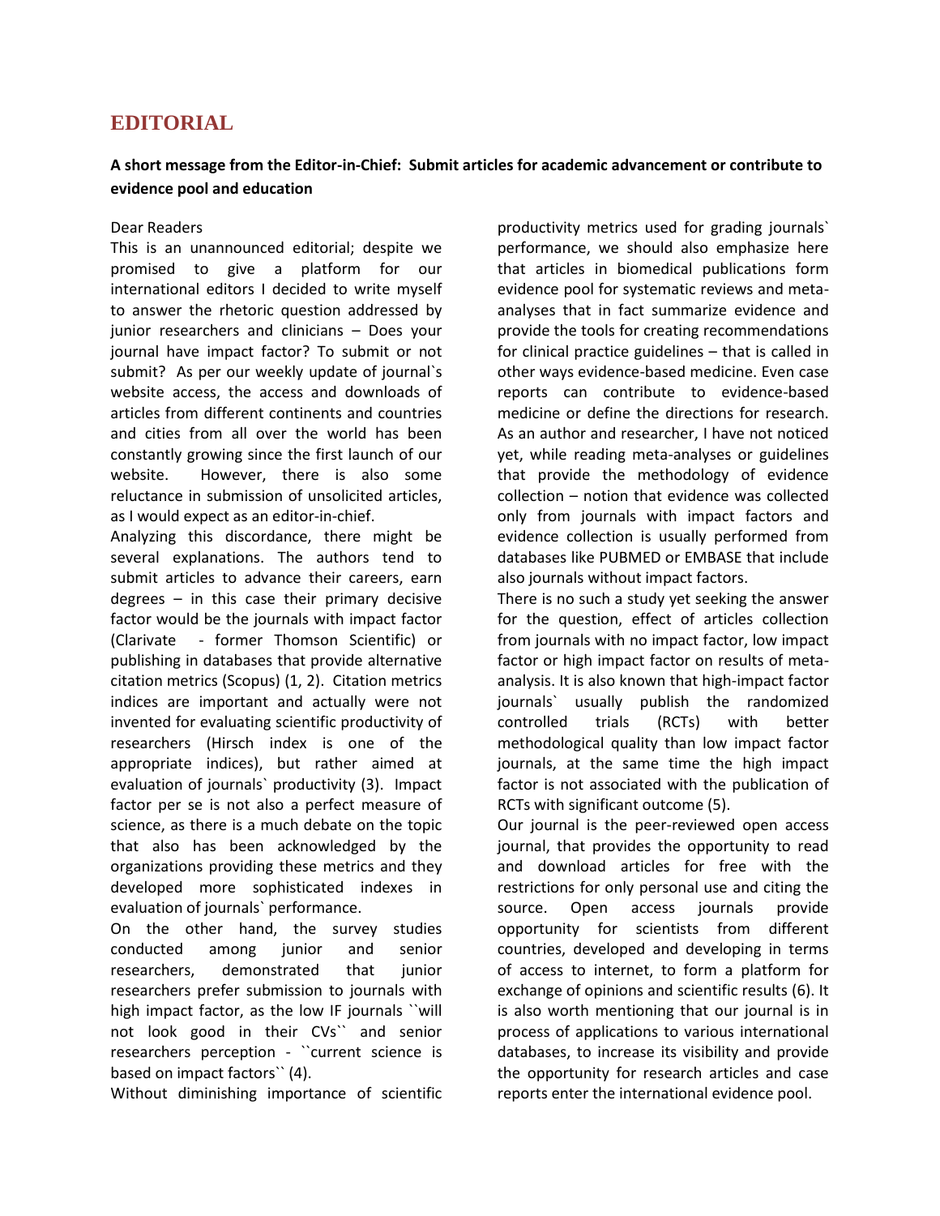# EDITORIAL

**A short message from the Editor-in-Chief: Submit articles for academic advancement or contribute to evidence pool and education**

Dear Readers

This is an unannounced editorial; despite we promised to give a platform for our international editors I decided to write myself to answer the rhetoric question addressed by junior researchers and clinicians – Does your journal have impact factor? To submit or not submit? As per our weekly update of journal`s website access, the access and downloads of articles from different continents and countries and cities from all over the world has been constantly growing since the first launch of our website. However, there is also some reluctance in submission of unsolicited articles, as I would expect as an editor-in-chief.

Analyzing this discordance, there might be several explanations. The authors tend to submit articles to advance their careers, earn degrees – in this case their primary decisive factor would be the journals with impact factor (Clarivate - former Thomson Scientific) or publishing in databases that provide alternative citation metrics (Scopus) (1, 2). Citation metrics indices are important and actually were not invented for evaluating scientific productivity of researchers (Hirsch index is one of the appropriate indices), but rather aimed at evaluation of journals` productivity (3). Impact factor per se is not also a perfect measure of science, as there is a much debate on the topic that also has been acknowledged by the organizations providing these metrics and they developed more sophisticated indexes in evaluation of journals` performance.

On the other hand, the survey studies conducted among junior and senior researchers, demonstrated that junior researchers prefer submission to journals with high impact factor, as the low IF journals ``will not look good in their CVs`` and senior researchers perception - ``current science is based on impact factors`` (4).

Without diminishing importance of scientific productivity metrics used for grading journals` performance, we should also emphasize here that articles in biomedical publications form evidence pool for systematic reviews and meta-analyses that in fact summarize evidence and provide the tools for creating recommendations for clinical practice guidelines – that is called in other ways evidence-based medicine. Even case reports can contribute to evidence-based medicine or define the directions for research. As an author and researcher, I have not noticed yet, while reading meta-analyses or guidelines that provide the methodology of evidence collection – notion that evidence was collected only from journals with impact factors and evidence collection is usually performed from databases like PUBMED or EMBASE that include also journals without impact factors.

There is no such a study yet seeking the answer for the question, effect of articles collection from journals with no impact factor, low impact factor or high impact factor on results of meta-analysis. It is also known that high-impact factor journals` usually publish the randomized controlled trials (RCTs) with better methodological quality than low impact factor journals, at the same time the high impact factor is not associated with the publication of RCTs with significant outcome (5).

Our journal is the peer-reviewed open access journal, that provides the opportunity to read and download articles for free with the restrictions for only personal use and citing the source. Open access journals provide opportunity for scientists from different countries, developed and developing in terms of access to internet, to form a platform for exchange of opinions and scientific results (6). It is also worth mentioning that our journal is in process of applications to various international databases, to increase its visibility and provide the opportunity for research articles and case reports enter the international evidence pool.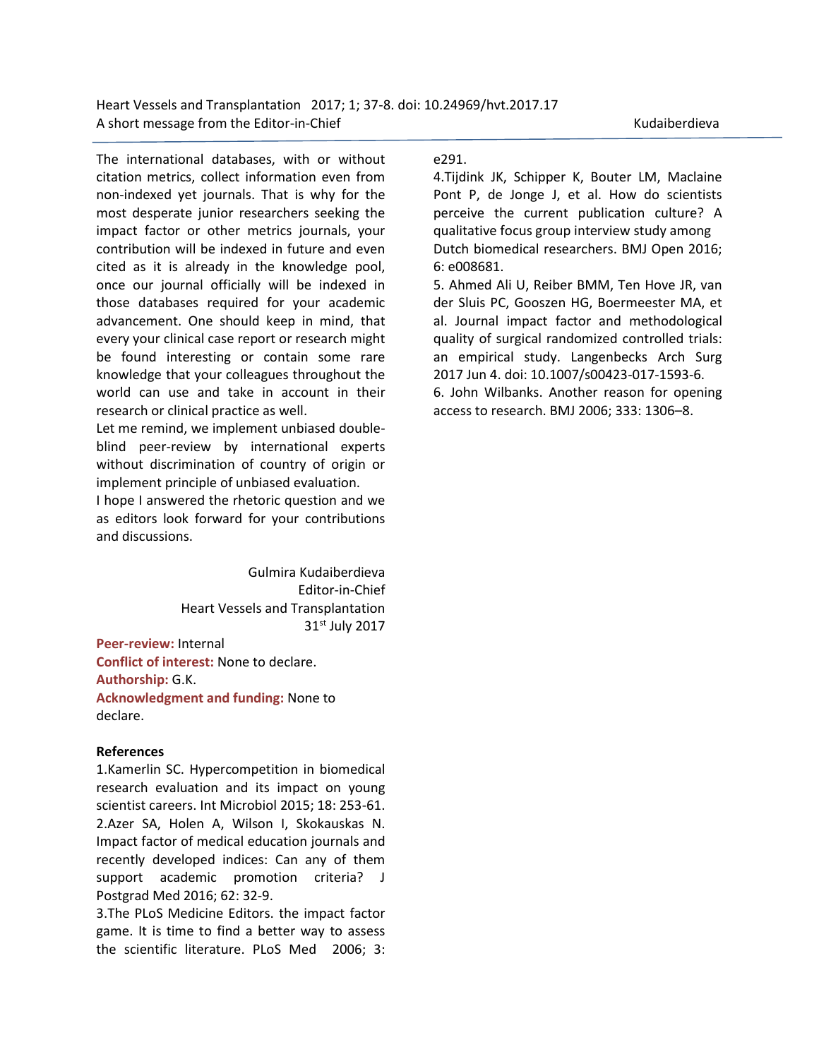The international databases, with or without citation metrics, collect information even from non-indexed yet journals. That is why for the most desperate junior researchers seeking the impact factor or other metrics journals, your contribution will be indexed in future and even cited as it is already in the knowledge pool, once our journal officially will be indexed in those databases required for your academic advancement. One should keep in mind, that every your clinical case report or research might be found interesting or contain some rare knowledge that your colleagues throughout the world can use and take in account in their research or clinical practice as well.

Let me remind, we implement unbiased double-blind peer-review by international experts without discrimination of country of origin or implement principle of unbiased evaluation.

I hope I answered the rhetoric question and we as editors look forward for your contributions and discussions.

Gulmira Kudaiberdieva
Editor-in-Chief
Heart Vessels and Transplantation
31st July 2017

**Peer-review:** Internal
**Conflict of interest:** None to declare.
**Authorship:** G.K.
**Acknowledgment and funding:** None to declare.

**References**

1. Kamerlin SC. Hypercompetition in biomedical research evaluation and its impact on young scientist careers. Int Microbiol 2015; 18: 253-61.
2. Azer SA, Holen A, Wilson I, Skokauskas N. Impact factor of medical education journals and recently developed indices: Can any of them support academic promotion criteria? J Postgrad Med 2016; 62: 32-9.
3. The PLoS Medicine Editors. the impact factor game. It is time to find a better way to assess the scientific literature. PLoS Med 2006; 3: e291.
4. Tijdink JK, Schipper K, Bouter LM, Maclaine Pont P, de Jonge J, et al. How do scientists perceive the current publication culture? A qualitative focus group interview study among Dutch biomedical researchers. BMJ Open 2016; 6: e008681.
5. Ahmed Ali U, Reiber BMM, Ten Hove JR, van der Sluis PC, Gooszen HG, Boermeester MA, et al. Journal impact factor and methodological quality of surgical randomized controlled trials: an empirical study. Langenbecks Arch Surg 2017 Jun 4. doi: 10.1007/s00423-017-1593-6.
6. John Wilbanks. Another reason for opening access to research. BMJ 2006; 333: 1306–8.